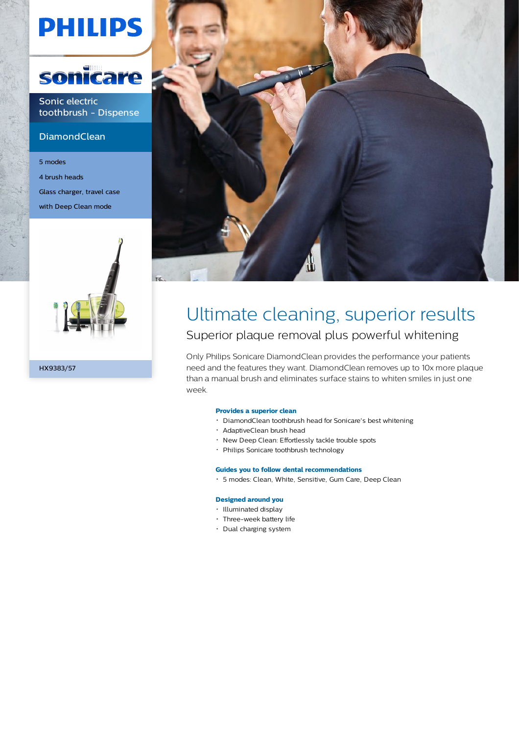PHILIPS

sonicare

Sonic electric toothbrush - Dispense

DiamondClean

5 modes

4 brush heads

Glass charger, travel case

with Deep Clean mode

HX9383/57

# Ultimate cleaning, superior results

## Superior plaque removal plus powerful whitening

Only Philips Sonicare DiamondClean provides the performance your patients need and the features they want. DiamondClean removes up to 10x more plaque than a manual brush and eliminates surface stains to whiten smiles in just one week.

**Provides a superior clean**

- DiamondClean toothbrush head for Sonicare's best whitening
- AdaptiveClean brush head
- New Deep Clean: Effortlessly tackle trouble spots
- Philips Sonicare toothbrush technology

**Guides you to follow dental recommendations**

- 5 modes: Clean, White, Sensitive, Gum Care, Deep Clean

**Designed around you**

- Illuminated display
- Three-week battery life
- Dual charging system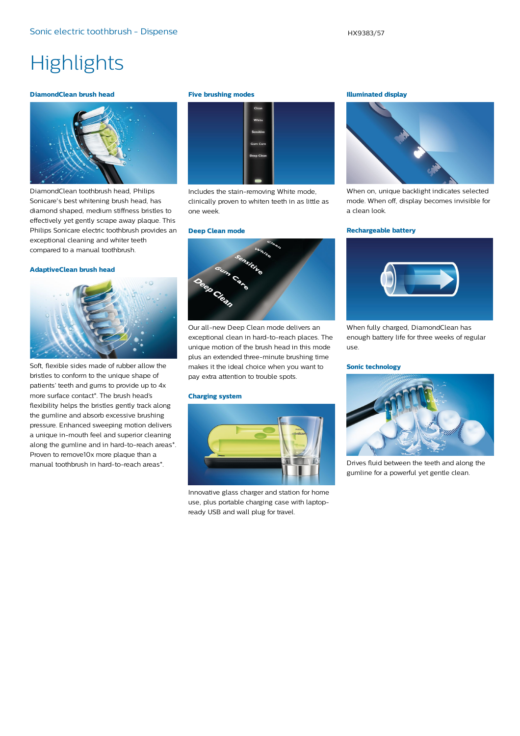# Highlights

### DiamondClean brush head

DiamondClean toothbrush head, Philips Sonicare's best whitening brush head, has diamond shaped, medium stiffness bristles to effectively yet gently scrape away plaque. This Philips Sonicare electric toothbrush provides an exceptional cleaning and whiter teeth compared to a manual toothbrush.

### AdaptiveClean brush head

Soft, flexible sides made of rubber allow the bristles to conform to the unique shape of patients' teeth and gums to provide up to 4x more surface contact*. The brush head's flexibility helps the bristles gently track along the gumline and absorb excessive brushing pressure. Enhanced sweeping motion delivers a unique in-mouth feel and superior cleaning along the gumline and in hard-to-reach areas*. Proven to remove10x more plaque than a manual toothbrush in hard-to-reach areas*.

### Five brushing modes

Includes the stain-removing White mode, clinically proven to whiten teeth in as little as one week.

### Deep Clean mode

Our all-new Deep Clean mode delivers an exceptional clean in hard-to-reach places. The unique motion of the brush head in this mode plus an extended three-minute brushing time makes it the ideal choice when you want to pay extra attention to trouble spots.

### Charging system

Innovative glass charger and station for home use, plus portable charging case with laptop-ready USB and wall plug for travel.

### Illuminated display

When on, unique backlight indicates selected mode. When off, display becomes invisible for a clean look.

### Rechargeable battery

When fully charged, DiamondClean has enough battery life for three weeks of regular use.

### Sonic technology

Drives fluid between the teeth and along the gumline for a powerful yet gentle clean.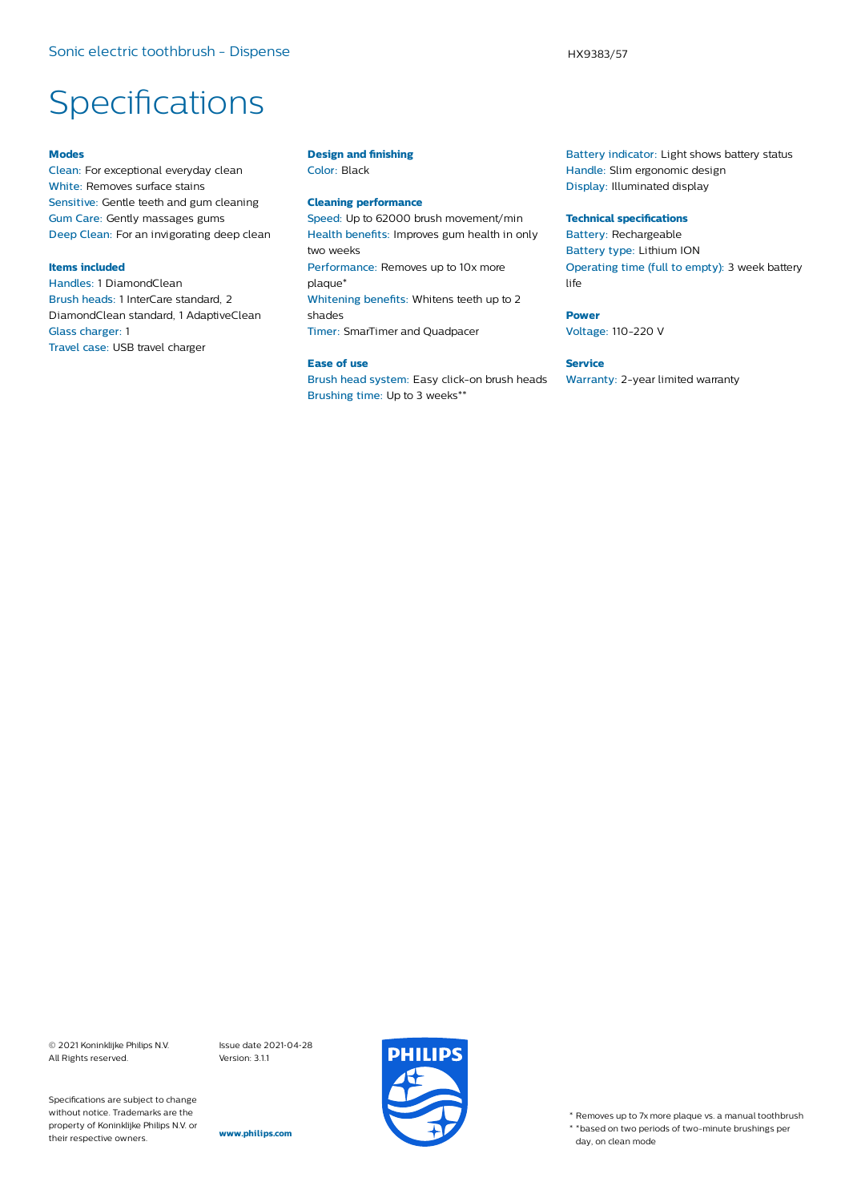# Specifications

### Modes

Clean: For exceptional everyday clean
White: Removes surface stains
Sensitive: Gentle teeth and gum cleaning
Gum Care: Gently massages gums
Deep Clean: For an invigorating deep clean

### Items included

Handles: 1 DiamondClean
Brush heads: 1 InterCare standard, 2 DiamondClean standard, 1 AdaptiveClean
Glass charger: 1
Travel case: USB travel charger

### Design and finishing

Color: Black

### Cleaning performance

Speed: Up to 62000 brush movement/min
Health benefits: Improves gum health in only two weeks
Performance: Removes up to 10x more plaque*
Whitening benefits: Whitens teeth up to 2 shades
Timer: SmarTimer and Quadpacer

### Ease of use

Brush head system: Easy click-on brush heads
Brushing time: Up to 3 weeks**
Battery indicator: Light shows battery status
Handle: Slim ergonomic design
Display: Illuminated display

### Technical specifications

Battery: Rechargeable
Battery type: Lithium ION
Operating time (full to empty): 3 week battery life

### Power

Voltage: 110-220 V

### Service

Warranty: 2-year limited warranty

---

© 2021 Koninklijke Philips N.V.
All Rights reserved.

Issue date 2021-04-28
Version: 3.1.1

Specifications are subject to change without notice. Trademarks are the property of Koninklijke Philips N.V. or their respective owners.

www.philips.com

\* Removes up to 7x more plaque vs. a manual toothbrush
\* *based on two periods of two-minute brushings per day, on clean mode